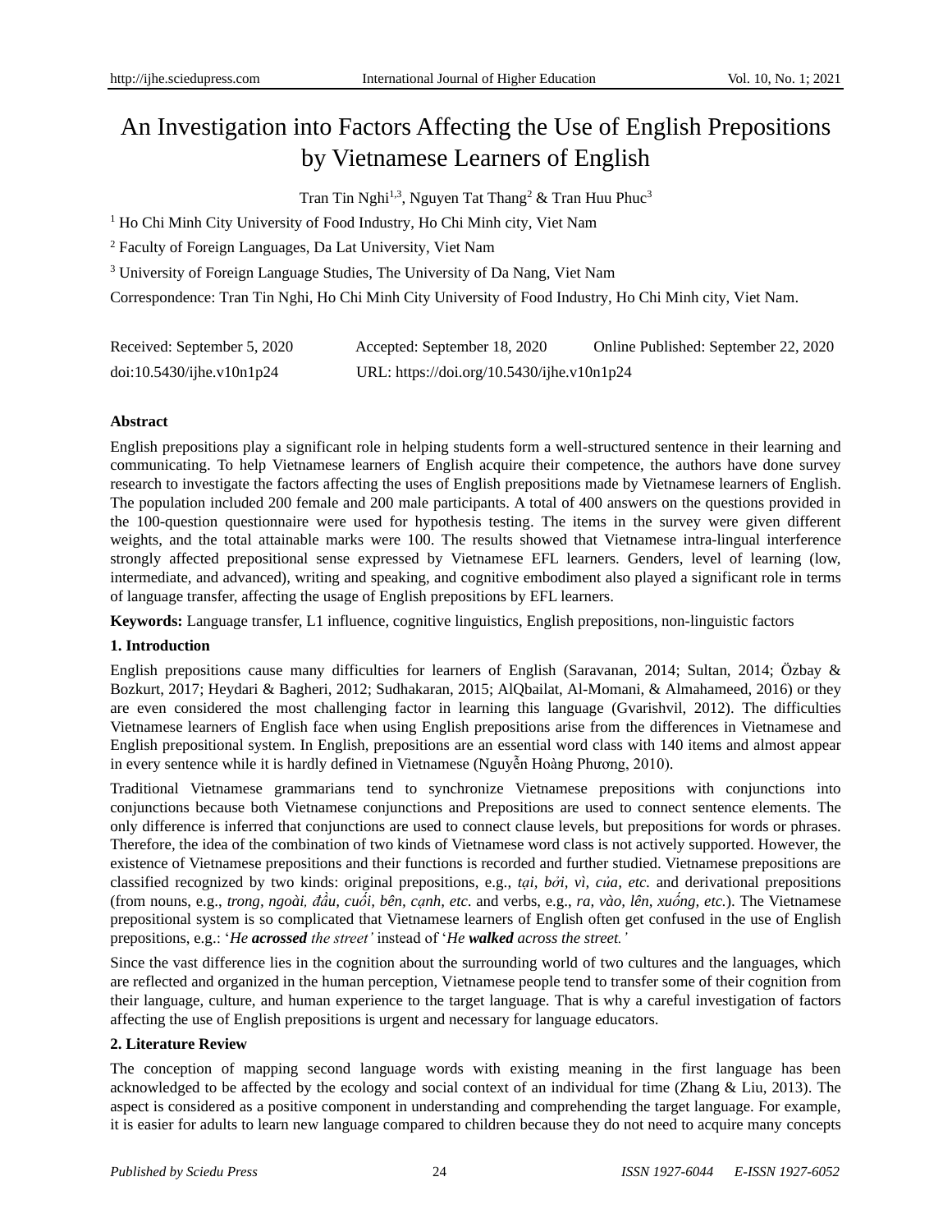# An Investigation into Factors Affecting the Use of English Prepositions by Vietnamese Learners of English

Tran Tin Nghi[1,3], Nguyen Tat Thang[2] & Tran Huu Phuc[3]

[1] Ho Chi Minh City University of Food Industry, Ho Chi Minh city, Viet Nam

[2] Faculty of Foreign Languages, Da Lat University, Viet Nam

[3] University of Foreign Language Studies, The University of Da Nang, Viet Nam

Correspondence: Tran Tin Nghi, Ho Chi Minh City University of Food Industry, Ho Chi Minh city, Viet Nam.

Received: September 5, 2020 Accepted: September 18, 2020 Online Published: September 22, 2020

doi:10.5430/ijhe.v10n1p24 URL: https://doi.org/10.5430/ijhe.v10n1p24

**Abstract**

English prepositions play a significant role in helping students form a well-structured sentence in their learning and communicating. To help Vietnamese learners of English acquire their competence, the authors have done survey research to investigate the factors affecting the uses of English prepositions made by Vietnamese learners of English. The population included 200 female and 200 male participants. A total of 400 answers on the questions provided in the 100-question questionnaire were used for hypothesis testing. The items in the survey were given different weights, and the total attainable marks were 100. The results showed that Vietnamese intra-lingual interference strongly affected prepositional sense expressed by Vietnamese EFL learners. Genders, level of learning (low, intermediate, and advanced), writing and speaking, and cognitive embodiment also played a significant role in terms of language transfer, affecting the usage of English prepositions by EFL learners.

**Keywords:** Language transfer, L1 influence, cognitive linguistics, English prepositions, non-linguistic factors

## 1. Introduction

English prepositions cause many difficulties for learners of English (Saravanan, 2014; Sultan, 2014; Özbay & Bozkurt, 2017; Heydari & Bagheri, 2012; Sudhakaran, 2015; AlQbailat, Al-Momani, & Almahameed, 2016) or they are even considered the most challenging factor in learning this language (Gvarishvil, 2012). The difficulties Vietnamese learners of English face when using English prepositions arise from the differences in Vietnamese and English prepositional system. In English, prepositions are an essential word class with 140 items and almost appear in every sentence while it is hardly defined in Vietnamese (Nguyễn Hoàng Phương, 2010).

Traditional Vietnamese grammarians tend to synchronize Vietnamese prepositions with conjunctions into conjunctions because both Vietnamese conjunctions and Prepositions are used to connect sentence elements. The only difference is inferred that conjunctions are used to connect clause levels, but prepositions for words or phrases. Therefore, the idea of the combination of two kinds of Vietnamese word class is not actively supported. However, the existence of Vietnamese prepositions and their functions is recorded and further studied. Vietnamese prepositions are classified recognized by two kinds: original prepositions, e.g., *tại, bởi, vì, của, etc.* and derivational prepositions (from nouns, e.g., *trong, ngoài, đầu, cuối, bên, cạnh, etc*. and verbs, e.g., *ra, vào, lên, xuống, etc.*). The Vietnamese prepositional system is so complicated that Vietnamese learners of English often get confused in the use of English prepositions, e.g.: '*He **acrossed** the street'* instead of '*He **walked** across the street.'*

Since the vast difference lies in the cognition about the surrounding world of two cultures and the languages, which are reflected and organized in the human perception, Vietnamese people tend to transfer some of their cognition from their language, culture, and human experience to the target language. That is why a careful investigation of factors affecting the use of English prepositions is urgent and necessary for language educators.

## 2. Literature Review

The conception of mapping second language words with existing meaning in the first language has been acknowledged to be affected by the ecology and social context of an individual for time (Zhang & Liu, 2013). The aspect is considered as a positive component in understanding and comprehending the target language. For example, it is easier for adults to learn new language compared to children because they do not need to acquire many concepts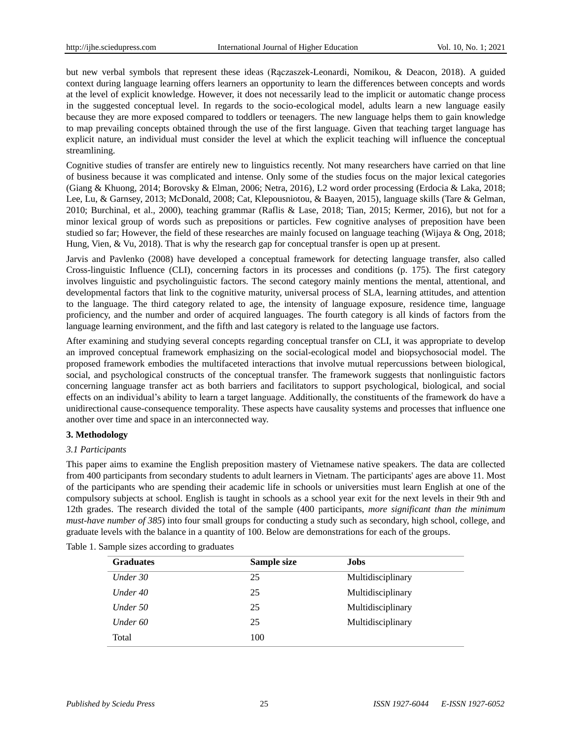but new verbal symbols that represent these ideas (Rączaszek-Leonardi, Nomikou, & Deacon, 2018). A guided context during language learning offers learners an opportunity to learn the differences between concepts and words at the level of explicit knowledge. However, it does not necessarily lead to the implicit or automatic change process in the suggested conceptual level. In regards to the socio-ecological model, adults learn a new language easily because they are more exposed compared to toddlers or teenagers. The new language helps them to gain knowledge to map prevailing concepts obtained through the use of the first language. Given that teaching target language has explicit nature, an individual must consider the level at which the explicit teaching will influence the conceptual streamlining.

Cognitive studies of transfer are entirely new to linguistics recently. Not many researchers have carried on that line of business because it was complicated and intense. Only some of the studies focus on the major lexical categories (Giang & Khuong, 2014; Borovsky & Elman, 2006; Netra, 2016), L2 word order processing (Erdocia & Laka, 2018; Lee, Lu, & Garnsey, 2013; McDonald, 2008; Cat, Klepousniotou, & Baayen, 2015), language skills (Tare & Gelman, 2010; Burchinal, et al., 2000), teaching grammar (Raflis & Lase, 2018; Tian, 2015; Kermer, 2016), but not for a minor lexical group of words such as prepositions or particles. Few cognitive analyses of preposition have been studied so far; However, the field of these researches are mainly focused on language teaching (Wijaya & Ong, 2018; Hung, Vien, & Vu, 2018). That is why the research gap for conceptual transfer is open up at present.

Jarvis and Pavlenko (2008) have developed a conceptual framework for detecting language transfer, also called Cross-linguistic Influence (CLI), concerning factors in its processes and conditions (p. 175). The first category involves linguistic and psycholinguistic factors. The second category mainly mentions the mental, attentional, and developmental factors that link to the cognitive maturity, universal process of SLA, learning attitudes, and attention to the language. The third category related to age, the intensity of language exposure, residence time, language proficiency, and the number and order of acquired languages. The fourth category is all kinds of factors from the language learning environment, and the fifth and last category is related to the language use factors.

After examining and studying several concepts regarding conceptual transfer on CLI, it was appropriate to develop an improved conceptual framework emphasizing on the social-ecological model and biopsychosocial model. The proposed framework embodies the multifaceted interactions that involve mutual repercussions between biological, social, and psychological constructs of the conceptual transfer. The framework suggests that nonlinguistic factors concerning language transfer act as both barriers and facilitators to support psychological, biological, and social effects on an individual's ability to learn a target language. Additionally, the constituents of the framework do have a unidirectional cause-consequence temporality. These aspects have causality systems and processes that influence one another over time and space in an interconnected way.

## 3. Methodology

### *3.1 Participants*

This paper aims to examine the English preposition mastery of Vietnamese native speakers. The data are collected from 400 participants from secondary students to adult learners in Vietnam. The participants' ages are above 11. Most of the participants who are spending their academic life in schools or universities must learn English at one of the compulsory subjects at school. English is taught in schools as a school year exit for the next levels in their 9th and 12th grades. The research divided the total of the sample (400 participants, *more significant than the minimum must-have number of 385*) into four small groups for conducting a study such as secondary, high school, college, and graduate levels with the balance in a quantity of 100. Below are demonstrations for each of the groups.

Table 1. Sample sizes according to graduates

| **Graduates** | **Sample size** | **Jobs** |
|---|---|---|
| *Under 30* | 25 | Multidisciplinary |
| *Under 40* | 25 | Multidisciplinary |
| *Under 50* | 25 | Multidisciplinary |
| *Under 60* | 25 | Multidisciplinary |
| Total | 100 | |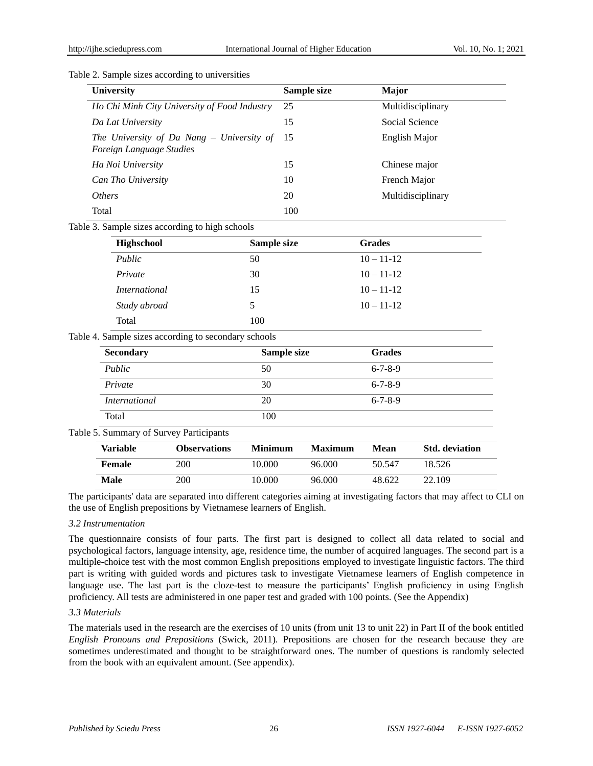Table 2. Sample sizes according to universities

| University | Sample size | Major |
|---|---|---|
| *Ho Chi Minh City University of Food Industry* | 25 | Multidisciplinary |
| *Da Lat University* | 15 | Social Science |
| *The University of Da Nang – University of Foreign Language Studies* | 15 | English Major |
| *Ha Noi University* | 15 | Chinese major |
| *Can Tho University* | 10 | French Major |
| *Others* | 20 | Multidisciplinary |
| Total | 100 | |

Table 3. Sample sizes according to high schools

| Highschool | Sample size | Grades |
|---|---|---|
| *Public* | 50 | 10 – 11-12 |
| *Private* | 30 | 10 – 11-12 |
| *International* | 15 | 10 – 11-12 |
| *Study abroad* | 5 | 10 – 11-12 |
| Total | 100 | |

Table 4. Sample sizes according to secondary schools

| Secondary | Sample size | Grades |
|---|---|---|
| *Public* | 50 | 6-7-8-9 |
| *Private* | 30 | 6-7-8-9 |
| *International* | 20 | 6-7-8-9 |
| Total | 100 | |

Table 5. Summary of Survey Participants

| Variable | Observations | Minimum | Maximum | Mean | Std. deviation |
|---|---|---|---|---|---|
| **Female** | 200 | 10.000 | 96.000 | 50.547 | 18.526 |
| **Male** | 200 | 10.000 | 96.000 | 48.622 | 22.109 |

The participants' data are separated into different categories aiming at investigating factors that may affect to CLI on the use of English prepositions by Vietnamese learners of English.

### *3.2 Instrumentation*

The questionnaire consists of four parts. The first part is designed to collect all data related to social and psychological factors, language intensity, age, residence time, the number of acquired languages. The second part is a multiple-choice test with the most common English prepositions employed to investigate linguistic factors. The third part is writing with guided words and pictures task to investigate Vietnamese learners of English competence in language use. The last part is the cloze-test to measure the participants' English proficiency in using English proficiency. All tests are administered in one paper test and graded with 100 points. (See the Appendix)

### *3.3 Materials*

The materials used in the research are the exercises of 10 units (from unit 13 to unit 22) in Part II of the book entitled *English Pronouns and Prepositions* (Swick, 2011). Prepositions are chosen for the research because they are sometimes underestimated and thought to be straightforward ones. The number of questions is randomly selected from the book with an equivalent amount. (See appendix).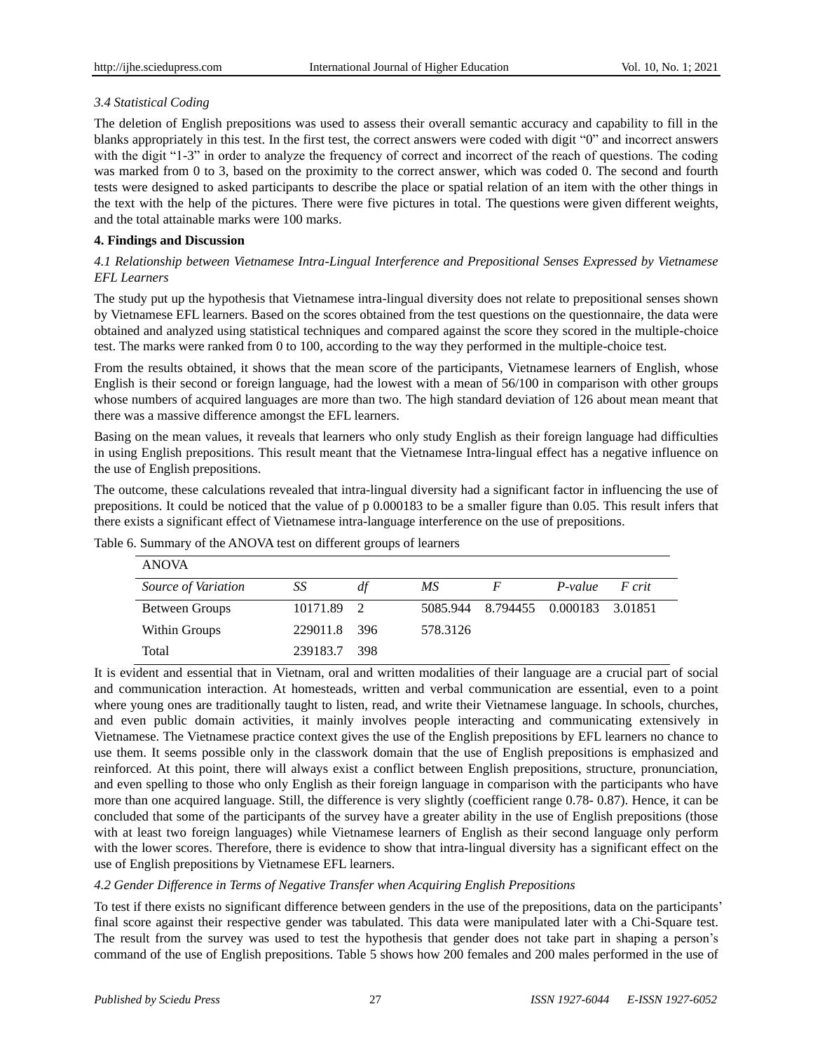*3.4 Statistical Coding*

The deletion of English prepositions was used to assess their overall semantic accuracy and capability to fill in the blanks appropriately in this test. In the first test, the correct answers were coded with digit "0" and incorrect answers with the digit "1-3" in order to analyze the frequency of correct and incorrect of the reach of questions. The coding was marked from 0 to 3, based on the proximity to the correct answer, which was coded 0. The second and fourth tests were designed to asked participants to describe the place or spatial relation of an item with the other things in the text with the help of the pictures. There were five pictures in total. The questions were given different weights, and the total attainable marks were 100 marks.

## 4. Findings and Discussion

*4.1 Relationship between Vietnamese Intra-Lingual Interference and Prepositional Senses Expressed by Vietnamese EFL Learners*

The study put up the hypothesis that Vietnamese intra-lingual diversity does not relate to prepositional senses shown by Vietnamese EFL learners. Based on the scores obtained from the test questions on the questionnaire, the data were obtained and analyzed using statistical techniques and compared against the score they scored in the multiple-choice test. The marks were ranked from 0 to 100, according to the way they performed in the multiple-choice test.

From the results obtained, it shows that the mean score of the participants, Vietnamese learners of English, whose English is their second or foreign language, had the lowest with a mean of 56/100 in comparison with other groups whose numbers of acquired languages are more than two. The high standard deviation of 126 about mean meant that there was a massive difference amongst the EFL learners.

Basing on the mean values, it reveals that learners who only study English as their foreign language had difficulties in using English prepositions. This result meant that the Vietnamese Intra-lingual effect has a negative influence on the use of English prepositions.

The outcome, these calculations revealed that intra-lingual diversity had a significant factor in influencing the use of prepositions. It could be noticed that the value of p 0.000183 to be a smaller figure than 0.05. This result infers that there exists a significant effect of Vietnamese intra-language interference on the use of prepositions.

Table 6. Summary of the ANOVA test on different groups of learners

| ANOVA | | | | | | |
|---|---|---|---|---|---|---|
| *Source of Variation* | *SS* | *df* | *MS* | *F* | *P-value* | *F crit* |
| Between Groups | 10171.89 | 2 | 5085.944 | 8.794455 | 0.000183 | 3.01851 |
| Within Groups | 229011.8 | 396 | 578.3126 | | | |
| Total | 239183.7 | 398 | | | | |

It is evident and essential that in Vietnam, oral and written modalities of their language are a crucial part of social and communication interaction. At homesteads, written and verbal communication are essential, even to a point where young ones are traditionally taught to listen, read, and write their Vietnamese language. In schools, churches, and even public domain activities, it mainly involves people interacting and communicating extensively in Vietnamese. The Vietnamese practice context gives the use of the English prepositions by EFL learners no chance to use them. It seems possible only in the classwork domain that the use of English prepositions is emphasized and reinforced. At this point, there will always exist a conflict between English prepositions, structure, pronunciation, and even spelling to those who only English as their foreign language in comparison with the participants who have more than one acquired language. Still, the difference is very slightly (coefficient range 0.78- 0.87). Hence, it can be concluded that some of the participants of the survey have a greater ability in the use of English prepositions (those with at least two foreign languages) while Vietnamese learners of English as their second language only perform with the lower scores. Therefore, there is evidence to show that intra-lingual diversity has a significant effect on the use of English prepositions by Vietnamese EFL learners.

*4.2 Gender Difference in Terms of Negative Transfer when Acquiring English Prepositions*

To test if there exists no significant difference between genders in the use of the prepositions, data on the participants' final score against their respective gender was tabulated. This data were manipulated later with a Chi-Square test. The result from the survey was used to test the hypothesis that gender does not take part in shaping a person's command of the use of English prepositions. Table 5 shows how 200 females and 200 males performed in the use of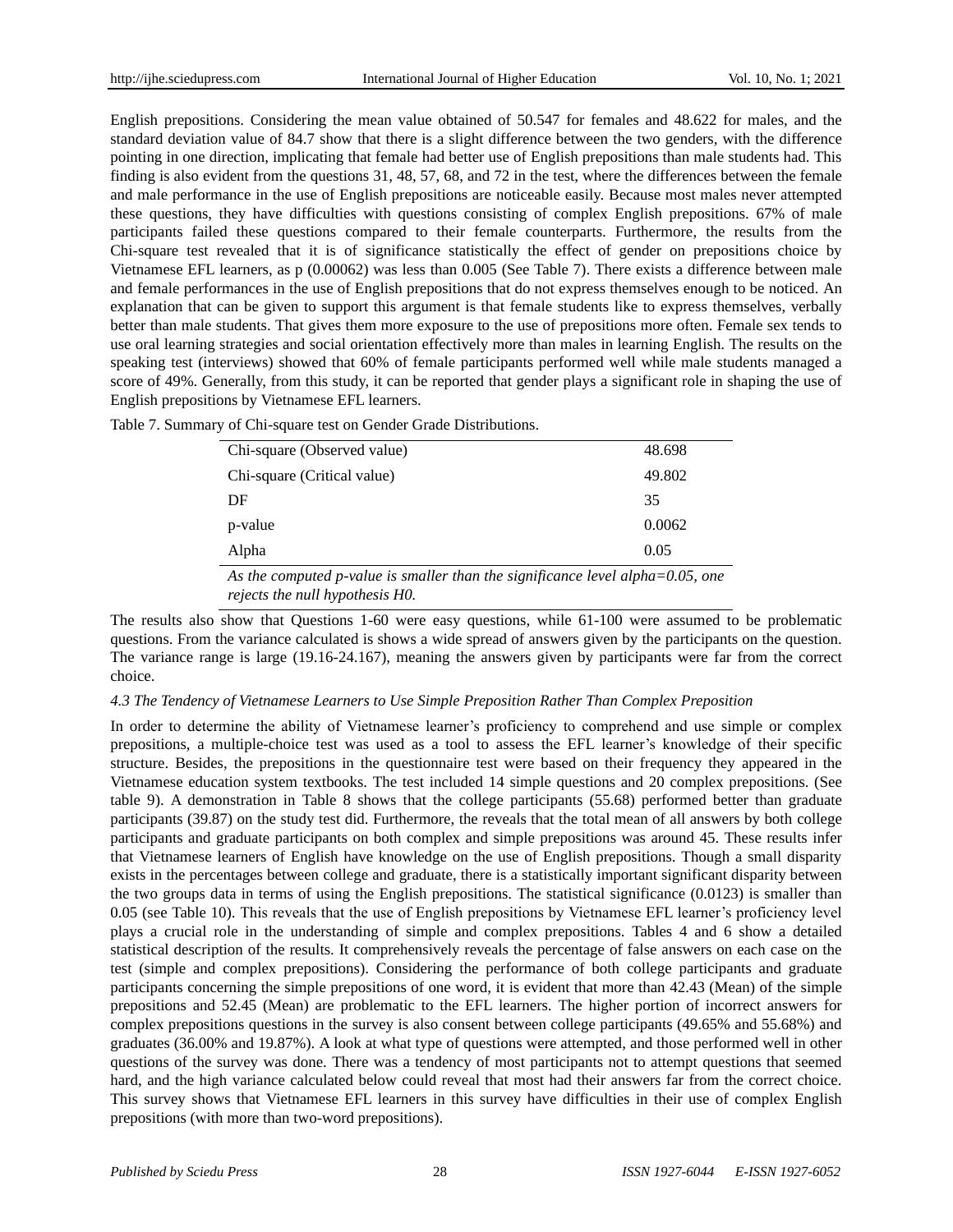English prepositions. Considering the mean value obtained of 50.547 for females and 48.622 for males, and the standard deviation value of 84.7 show that there is a slight difference between the two genders, with the difference pointing in one direction, implicating that female had better use of English prepositions than male students had. This finding is also evident from the questions 31, 48, 57, 68, and 72 in the test, where the differences between the female and male performance in the use of English prepositions are noticeable easily. Because most males never attempted these questions, they have difficulties with questions consisting of complex English prepositions. 67% of male participants failed these questions compared to their female counterparts. Furthermore, the results from the Chi-square test revealed that it is of significance statistically the effect of gender on prepositions choice by Vietnamese EFL learners, as p (0.00062) was less than 0.005 (See Table 7). There exists a difference between male and female performances in the use of English prepositions that do not express themselves enough to be noticed. An explanation that can be given to support this argument is that female students like to express themselves, verbally better than male students. That gives them more exposure to the use of prepositions more often. Female sex tends to use oral learning strategies and social orientation effectively more than males in learning English. The results on the speaking test (interviews) showed that 60% of female participants performed well while male students managed a score of 49%. Generally, from this study, it can be reported that gender plays a significant role in shaping the use of English prepositions by Vietnamese EFL learners.

Table 7. Summary of Chi-square test on Gender Grade Distributions.

| | |
|---|---|
| Chi-square (Observed value) | 48.698 |
| Chi-square (Critical value) | 49.802 |
| DF | 35 |
| p-value | 0.0062 |
| Alpha | 0.05 |

*As the computed p-value is smaller than the significance level alpha=0.05, one rejects the null hypothesis H0.*

The results also show that Questions 1-60 were easy questions, while 61-100 were assumed to be problematic questions. From the variance calculated is shows a wide spread of answers given by the participants on the question. The variance range is large (19.16-24.167), meaning the answers given by participants were far from the correct choice.

### *4.3 The Tendency of Vietnamese Learners to Use Simple Preposition Rather Than Complex Preposition*

In order to determine the ability of Vietnamese learner's proficiency to comprehend and use simple or complex prepositions, a multiple-choice test was used as a tool to assess the EFL learner's knowledge of their specific structure. Besides, the prepositions in the questionnaire test were based on their frequency they appeared in the Vietnamese education system textbooks. The test included 14 simple questions and 20 complex prepositions. (See table 9). A demonstration in Table 8 shows that the college participants (55.68) performed better than graduate participants (39.87) on the study test did. Furthermore, the reveals that the total mean of all answers by both college participants and graduate participants on both complex and simple prepositions was around 45. These results infer that Vietnamese learners of English have knowledge on the use of English prepositions. Though a small disparity exists in the percentages between college and graduate, there is a statistically important significant disparity between the two groups data in terms of using the English prepositions. The statistical significance (0.0123) is smaller than 0.05 (see Table 10). This reveals that the use of English prepositions by Vietnamese EFL learner's proficiency level plays a crucial role in the understanding of simple and complex prepositions. Tables 4 and 6 show a detailed statistical description of the results. It comprehensively reveals the percentage of false answers on each case on the test (simple and complex prepositions). Considering the performance of both college participants and graduate participants concerning the simple prepositions of one word, it is evident that more than 42.43 (Mean) of the simple prepositions and 52.45 (Mean) are problematic to the EFL learners. The higher portion of incorrect answers for complex prepositions questions in the survey is also consent between college participants (49.65% and 55.68%) and graduates (36.00% and 19.87%). A look at what type of questions were attempted, and those performed well in other questions of the survey was done. There was a tendency of most participants not to attempt questions that seemed hard, and the high variance calculated below could reveal that most had their answers far from the correct choice. This survey shows that Vietnamese EFL learners in this survey have difficulties in their use of complex English prepositions (with more than two-word prepositions).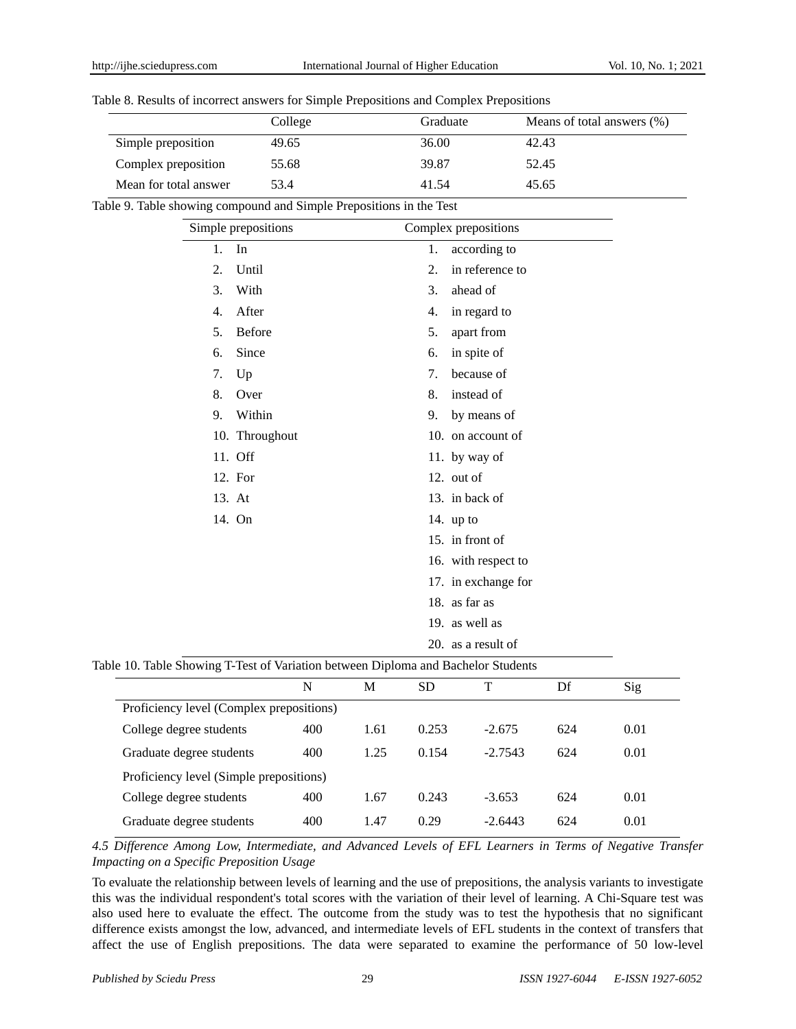Table 8. Results of incorrect answers for Simple Prepositions and Complex Prepositions

| | College | Graduate | Means of total answers (%) |
|---|---|---|---|
| Simple preposition | 49.65 | 36.00 | 42.43 |
| Complex preposition | 55.68 | 39.87 | 52.45 |
| Mean for total answer | 53.4 | 41.54 | 45.65 |

Table 9. Table showing compound and Simple Prepositions in the Test

| Simple prepositions | Complex prepositions |
|---|---|
| 1. In | 1. according to |
| 2. Until | 2. in reference to |
| 3. With | 3. ahead of |
| 4. After | 4. in regard to |
| 5. Before | 5. apart from |
| 6. Since | 6. in spite of |
| 7. Up | 7. because of |
| 8. Over | 8. instead of |
| 9. Within | 9. by means of |
| 10. Throughout | 10. on account of |
| 11. Off | 11. by way of |
| 12. For | 12. out of |
| 13. At | 13. in back of |
| 14. On | 14. up to |
| | 15. in front of |
| | 16. with respect to |
| | 17. in exchange for |
| | 18. as far as |
| | 19. as well as |
| | 20. as a result of |

Table 10. Table Showing T-Test of Variation between Diploma and Bachelor Students

| | N | M | SD | T | Df | Sig |
|---|---|---|---|---|---|---|
| Proficiency level (Complex prepositions) | | | | | | |
| College degree students | 400 | 1.61 | 0.253 | -2.675 | 624 | 0.01 |
| Graduate degree students | 400 | 1.25 | 0.154 | -2.7543 | 624 | 0.01 |
| Proficiency level (Simple prepositions) | | | | | | |
| College degree students | 400 | 1.67 | 0.243 | -3.653 | 624 | 0.01 |
| Graduate degree students | 400 | 1.47 | 0.29 | -2.6443 | 624 | 0.01 |

### *4.5 Difference Among Low, Intermediate, and Advanced Levels of EFL Learners in Terms of Negative Transfer Impacting on a Specific Preposition Usage*

To evaluate the relationship between levels of learning and the use of prepositions, the analysis variants to investigate this was the individual respondent's total scores with the variation of their level of learning. A Chi-Square test was also used here to evaluate the effect. The outcome from the study was to test the hypothesis that no significant difference exists amongst the low, advanced, and intermediate levels of EFL students in the context of transfers that affect the use of English prepositions. The data were separated to examine the performance of 50 low-level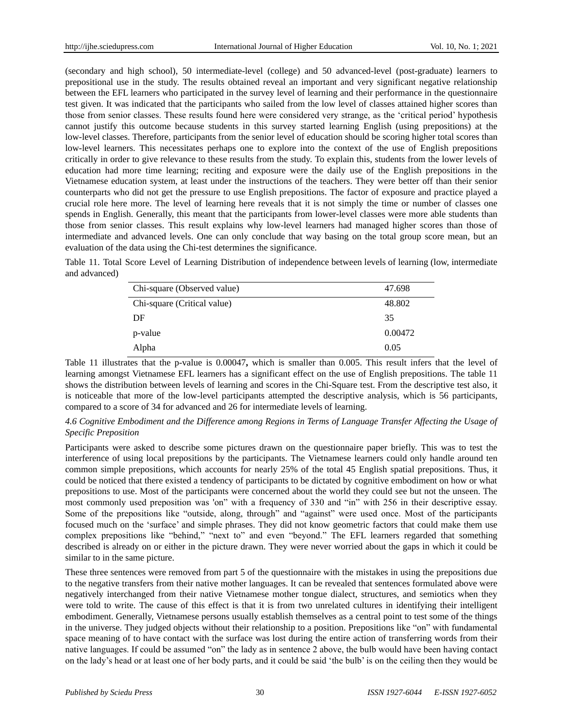(secondary and high school), 50 intermediate-level (college) and 50 advanced-level (post-graduate) learners to prepositional use in the study. The results obtained reveal an important and very significant negative relationship between the EFL learners who participated in the survey level of learning and their performance in the questionnaire test given. It was indicated that the participants who sailed from the low level of classes attained higher scores than those from senior classes. These results found here were considered very strange, as the 'critical period' hypothesis cannot justify this outcome because students in this survey started learning English (using prepositions) at the low-level classes. Therefore, participants from the senior level of education should be scoring higher total scores than low-level learners. This necessitates perhaps one to explore into the context of the use of English prepositions critically in order to give relevance to these results from the study. To explain this, students from the lower levels of education had more time learning; reciting and exposure were the daily use of the English prepositions in the Vietnamese education system, at least under the instructions of the teachers. They were better off than their senior counterparts who did not get the pressure to use English prepositions. The factor of exposure and practice played a crucial role here more. The level of learning here reveals that it is not simply the time or number of classes one spends in English. Generally, this meant that the participants from lower-level classes were more able students than those from senior classes. This result explains why low-level learners had managed higher scores than those of intermediate and advanced levels. One can only conclude that way basing on the total group score mean, but an evaluation of the data using the Chi-test determines the significance.

Table 11. Total Score Level of Learning Distribution of independence between levels of learning (low, intermediate and advanced)

| | |
|---|---|
| Chi-square (Observed value) | 47.698 |
| Chi-square (Critical value) | 48.802 |
| DF | 35 |
| p-value | 0.00472 |
| Alpha | 0.05 |

Table 11 illustrates that the p-value is 0.00047**,** which is smaller than 0.005. This result infers that the level of learning amongst Vietnamese EFL learners has a significant effect on the use of English prepositions. The table 11 shows the distribution between levels of learning and scores in the Chi-Square test. From the descriptive test also, it is noticeable that more of the low-level participants attempted the descriptive analysis, which is 56 participants, compared to a score of 34 for advanced and 26 for intermediate levels of learning.

### *4.6 Cognitive Embodiment and the Difference among Regions in Terms of Language Transfer Affecting the Usage of Specific Preposition*

Participants were asked to describe some pictures drawn on the questionnaire paper briefly. This was to test the interference of using local prepositions by the participants. The Vietnamese learners could only handle around ten common simple prepositions, which accounts for nearly 25% of the total 45 English spatial prepositions. Thus, it could be noticed that there existed a tendency of participants to be dictated by cognitive embodiment on how or what prepositions to use. Most of the participants were concerned about the world they could see but not the unseen. The most commonly used preposition was 'on" with a frequency of 330 and "in" with 256 in their descriptive essay. Some of the prepositions like "outside, along, through" and "against" were used once. Most of the participants focused much on the 'surface' and simple phrases. They did not know geometric factors that could make them use complex prepositions like "behind," "next to" and even "beyond." The EFL learners regarded that something described is already on or either in the picture drawn. They were never worried about the gaps in which it could be similar to in the same picture.

These three sentences were removed from part 5 of the questionnaire with the mistakes in using the prepositions due to the negative transfers from their native mother languages. It can be revealed that sentences formulated above were negatively interchanged from their native Vietnamese mother tongue dialect, structures, and semiotics when they were told to write. The cause of this effect is that it is from two unrelated cultures in identifying their intelligent embodiment. Generally, Vietnamese persons usually establish themselves as a central point to test some of the things in the universe. They judged objects without their relationship to a position. Prepositions like "on" with fundamental space meaning of to have contact with the surface was lost during the entire action of transferring words from their native languages. If could be assumed "on" the lady as in sentence 2 above, the bulb would have been having contact on the lady's head or at least one of her body parts, and it could be said 'the bulb' is on the ceiling then they would be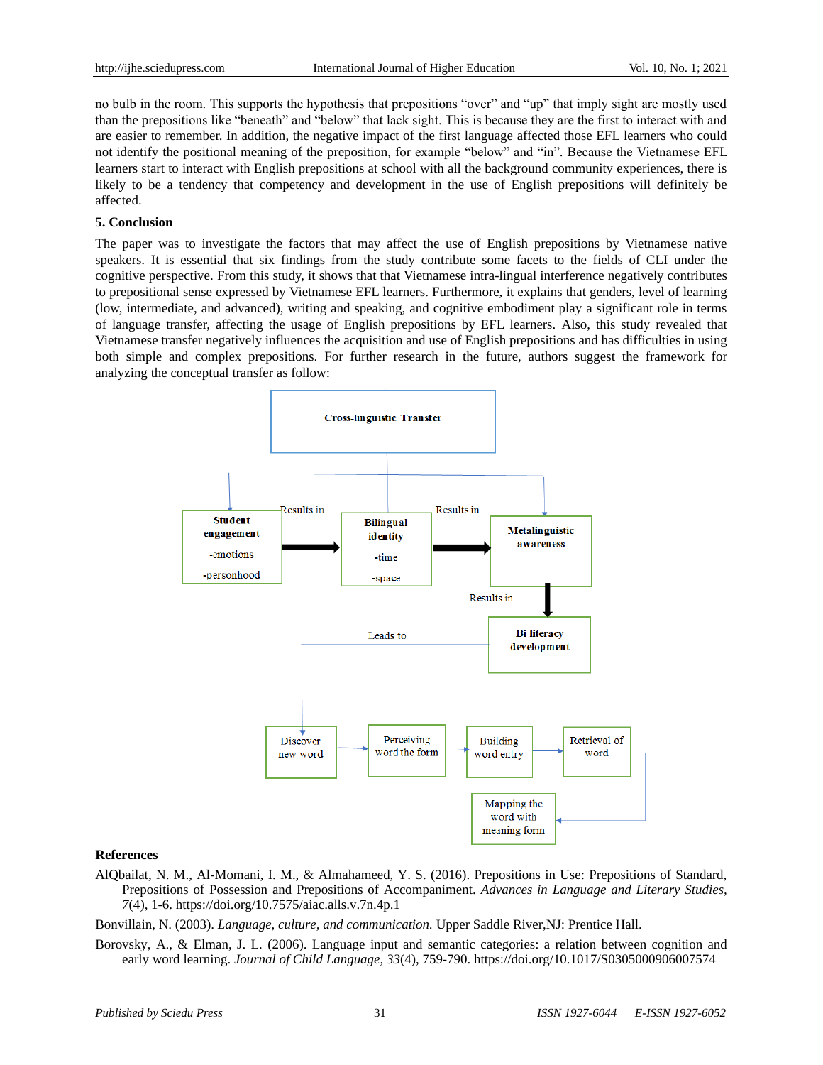no bulb in the room. This supports the hypothesis that prepositions "over" and "up" that imply sight are mostly used than the prepositions like "beneath" and "below" that lack sight. This is because they are the first to interact with and are easier to remember. In addition, the negative impact of the first language affected those EFL learners who could not identify the positional meaning of the preposition, for example "below" and "in". Because the Vietnamese EFL learners start to interact with English prepositions at school with all the background community experiences, there is likely to be a tendency that competency and development in the use of English prepositions will definitely be affected.

## 5. Conclusion

The paper was to investigate the factors that may affect the use of English prepositions by Vietnamese native speakers. It is essential that six findings from the study contribute some facets to the fields of CLI under the cognitive perspective. From this study, it shows that that Vietnamese intra-lingual interference negatively contributes to prepositional sense expressed by Vietnamese EFL learners. Furthermore, it explains that genders, level of learning (low, intermediate, and advanced), writing and speaking, and cognitive embodiment play a significant role in terms of language transfer, affecting the usage of English prepositions by EFL learners. Also, this study revealed that Vietnamese transfer negatively influences the acquisition and use of English prepositions and has difficulties in using both simple and complex prepositions. For further research in the future, authors suggest the framework for analyzing the conceptual transfer as follow:

Cross-linguistic Transfer

Student engagement -emotions -personhood → Results in → Bilingual identity -time -space → Results in → Metalinguistic awareness

Results in → Bi-literacy development

Leads to → Discover new word → Perceiving word the form → Building word entry → Retrieval of word → Mapping the word with meaning form

## References

AlQbailat, N. M., Al-Momani, I. M., & Almahameed, Y. S. (2016). Prepositions in Use: Prepositions of Standard, Prepositions of Possession and Prepositions of Accompaniment. *Advances in Language and Literary Studies, 7*(4), 1-6. https://doi.org/10.7575/aiac.alls.v.7n.4p.1

Bonvillain, N. (2003). *Language, culture, and communication.* Upper Saddle River,NJ: Prentice Hall.

Borovsky, A., & Elman, J. L. (2006). Language input and semantic categories: a relation between cognition and early word learning. *Journal of Child Language, 33*(4), 759-790. https://doi.org/10.1017/S0305000906007574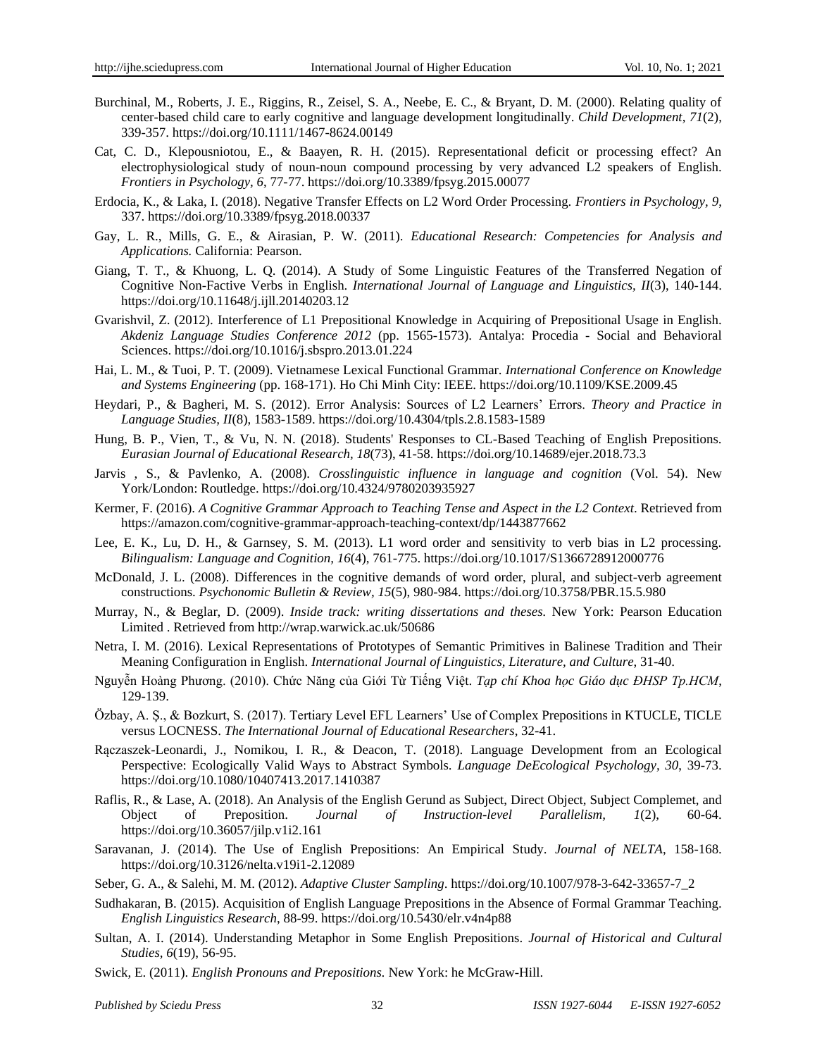Burchinal, M., Roberts, J. E., Riggins, R., Zeisel, S. A., Neebe, E. C., & Bryant, D. M. (2000). Relating quality of center-based child care to early cognitive and language development longitudinally. *Child Development, 71*(2), 339-357. https://doi.org/10.1111/1467-8624.00149

Cat, C. D., Klepousniotou, E., & Baayen, R. H. (2015). Representational deficit or processing effect? An electrophysiological study of noun-noun compound processing by very advanced L2 speakers of English. *Frontiers in Psychology, 6*, 77-77. https://doi.org/10.3389/fpsyg.2015.00077

Erdocia, K., & Laka, I. (2018). Negative Transfer Effects on L2 Word Order Processing. *Frontiers in Psychology, 9*, 337. https://doi.org/10.3389/fpsyg.2018.00337

Gay, L. R., Mills, G. E., & Airasian, P. W. (2011). *Educational Research: Competencies for Analysis and Applications.* California: Pearson.

Giang, T. T., & Khuong, L. Q. (2014). A Study of Some Linguistic Features of the Transferred Negation of Cognitive Non-Factive Verbs in English. *International Journal of Language and Linguistics, II*(3), 140-144. https://doi.org/10.11648/j.ijll.20140203.12

Gvarishvil, Z. (2012). Interference of L1 Prepositional Knowledge in Acquiring of Prepositional Usage in English. *Akdeniz Language Studies Conference 2012* (pp. 1565-1573). Antalya: Procedia - Social and Behavioral Sciences. https://doi.org/10.1016/j.sbspro.2013.01.224

Hai, L. M., & Tuoi, P. T. (2009). Vietnamese Lexical Functional Grammar. *International Conference on Knowledge and Systems Engineering* (pp. 168-171). Ho Chi Minh City: IEEE. https://doi.org/10.1109/KSE.2009.45

Heydari, P., & Bagheri, M. S. (2012). Error Analysis: Sources of L2 Learners' Errors. *Theory and Practice in Language Studies, II*(8), 1583-1589. https://doi.org/10.4304/tpls.2.8.1583-1589

Hung, B. P., Vien, T., & Vu, N. N. (2018). Students' Responses to CL-Based Teaching of English Prepositions. *Eurasian Journal of Educational Research, 18*(73), 41-58. https://doi.org/10.14689/ejer.2018.73.3

Jarvis , S., & Pavlenko, A. (2008). *Crosslinguistic influence in language and cognition* (Vol. 54). New York/London: Routledge. https://doi.org/10.4324/9780203935927

Kermer, F. (2016). *A Cognitive Grammar Approach to Teaching Tense and Aspect in the L2 Context*. Retrieved from https://amazon.com/cognitive-grammar-approach-teaching-context/dp/1443877662

Lee, E. K., Lu, D. H., & Garnsey, S. M. (2013). L1 word order and sensitivity to verb bias in L2 processing. *Bilingualism: Language and Cognition, 16*(4), 761-775. https://doi.org/10.1017/S1366728912000776

McDonald, J. L. (2008). Differences in the cognitive demands of word order, plural, and subject-verb agreement constructions. *Psychonomic Bulletin & Review, 15*(5), 980-984. https://doi.org/10.3758/PBR.15.5.980

Murray, N., & Beglar, D. (2009). *Inside track: writing dissertations and theses.* New York: Pearson Education Limited . Retrieved from http://wrap.warwick.ac.uk/50686

Netra, I. M. (2016). Lexical Representations of Prototypes of Semantic Primitives in Balinese Tradition and Their Meaning Configuration in English. *International Journal of Linguistics, Literature, and Culture*, 31-40.

Nguyễn Hoàng Phương. (2010). Chức Năng của Giới Từ Tiếng Việt. *Tạp chí Khoa học Giáo dục ĐHSP Tp.HCM*, 129-139.

Özbay, A. Ş., & Bozkurt, S. (2017). Tertiary Level EFL Learners' Use of Complex Prepositions in KTUCLE, TICLE versus LOCNESS. *The International Journal of Educational Researchers*, 32-41.

Rączaszek-Leonardi, J., Nomikou, I. R., & Deacon, T. (2018). Language Development from an Ecological Perspective: Ecologically Valid Ways to Abstract Symbols. *Language DeEcological Psychology, 30*, 39-73. https://doi.org/10.1080/10407413.2017.1410387

Raflis, R., & Lase, A. (2018). An Analysis of the English Gerund as Subject, Direct Object, Subject Complemet, and Object of Preposition. *Journal of Instruction-level Parallelism, 1*(2), 60-64. https://doi.org/10.36057/jilp.v1i2.161

Saravanan, J. (2014). The Use of English Prepositions: An Empirical Study. *Journal of NELTA*, 158-168. https://doi.org/10.3126/nelta.v19i1-2.12089

Seber, G. A., & Salehi, M. M. (2012). *Adaptive Cluster Sampling*. https://doi.org/10.1007/978-3-642-33657-7_2

Sudhakaran, B. (2015). Acquisition of English Language Prepositions in the Absence of Formal Grammar Teaching. *English Linguistics Research*, 88-99. https://doi.org/10.5430/elr.v4n4p88

Sultan, A. I. (2014). Understanding Metaphor in Some English Prepositions. *Journal of Historical and Cultural Studies, 6*(19), 56-95.

Swick, E. (2011). *English Pronouns and Prepositions.* New York: he McGraw-Hill.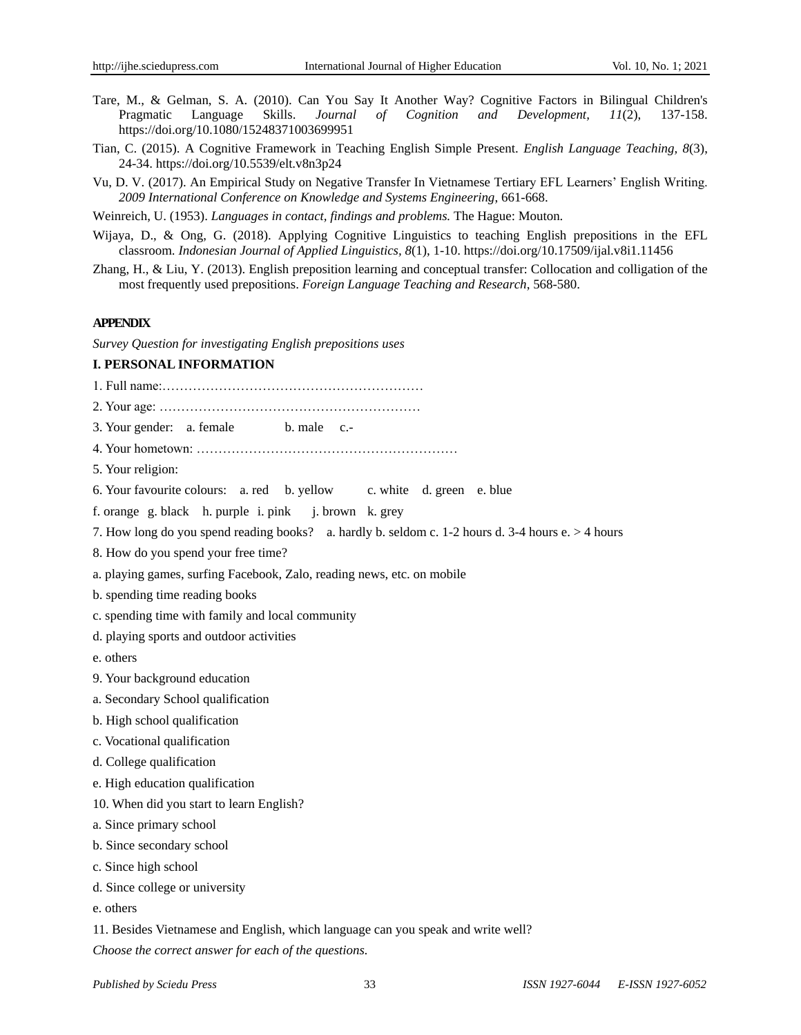Tare, M., & Gelman, S. A. (2010). Can You Say It Another Way? Cognitive Factors in Bilingual Children's Pragmatic Language Skills. *Journal of Cognition and Development, 11*(2), 137-158. https://doi.org/10.1080/15248371003699951

Tian, C. (2015). A Cognitive Framework in Teaching English Simple Present. *English Language Teaching, 8*(3), 24-34. https://doi.org/10.5539/elt.v8n3p24

Vu, D. V. (2017). An Empirical Study on Negative Transfer In Vietnamese Tertiary EFL Learners' English Writing. *2009 International Conference on Knowledge and Systems Engineering*, 661-668.

Weinreich, U. (1953). *Languages in contact, findings and problems.* The Hague: Mouton.

Wijaya, D., & Ong, G. (2018). Applying Cognitive Linguistics to teaching English prepositions in the EFL classroom. *Indonesian Journal of Applied Linguistics, 8*(1), 1-10. https://doi.org/10.17509/ijal.v8i1.11456

Zhang, H., & Liu, Y. (2013). English preposition learning and conceptual transfer: Collocation and colligation of the most frequently used prepositions. *Foreign Language Teaching and Research*, 568-580.

## APPENDIX

*Survey Question for investigating English prepositions uses*

### I. PERSONAL INFORMATION

1. Full name:……………………………………………………

2. Your age: ……………………………………………………

3. Your gender: a. female b. male c.-

4. Your hometown: ……………………………………………………

5. Your religion:

6. Your favourite colours: a. red b. yellow c. white d. green e. blue

f. orange g. black h. purple i. pink j. brown k. grey

7. How long do you spend reading books? a. hardly b. seldom c. 1-2 hours d. 3-4 hours e. > 4 hours

8. How do you spend your free time?

a. playing games, surfing Facebook, Zalo, reading news, etc. on mobile

b. spending time reading books

c. spending time with family and local community

d. playing sports and outdoor activities

e. others

9. Your background education

a. Secondary School qualification

b. High school qualification

c. Vocational qualification

d. College qualification

e. High education qualification

10. When did you start to learn English?

a. Since primary school

b. Since secondary school

c. Since high school

d. Since college or university

e. others

11. Besides Vietnamese and English, which language can you speak and write well?

*Choose the correct answer for each of the questions.*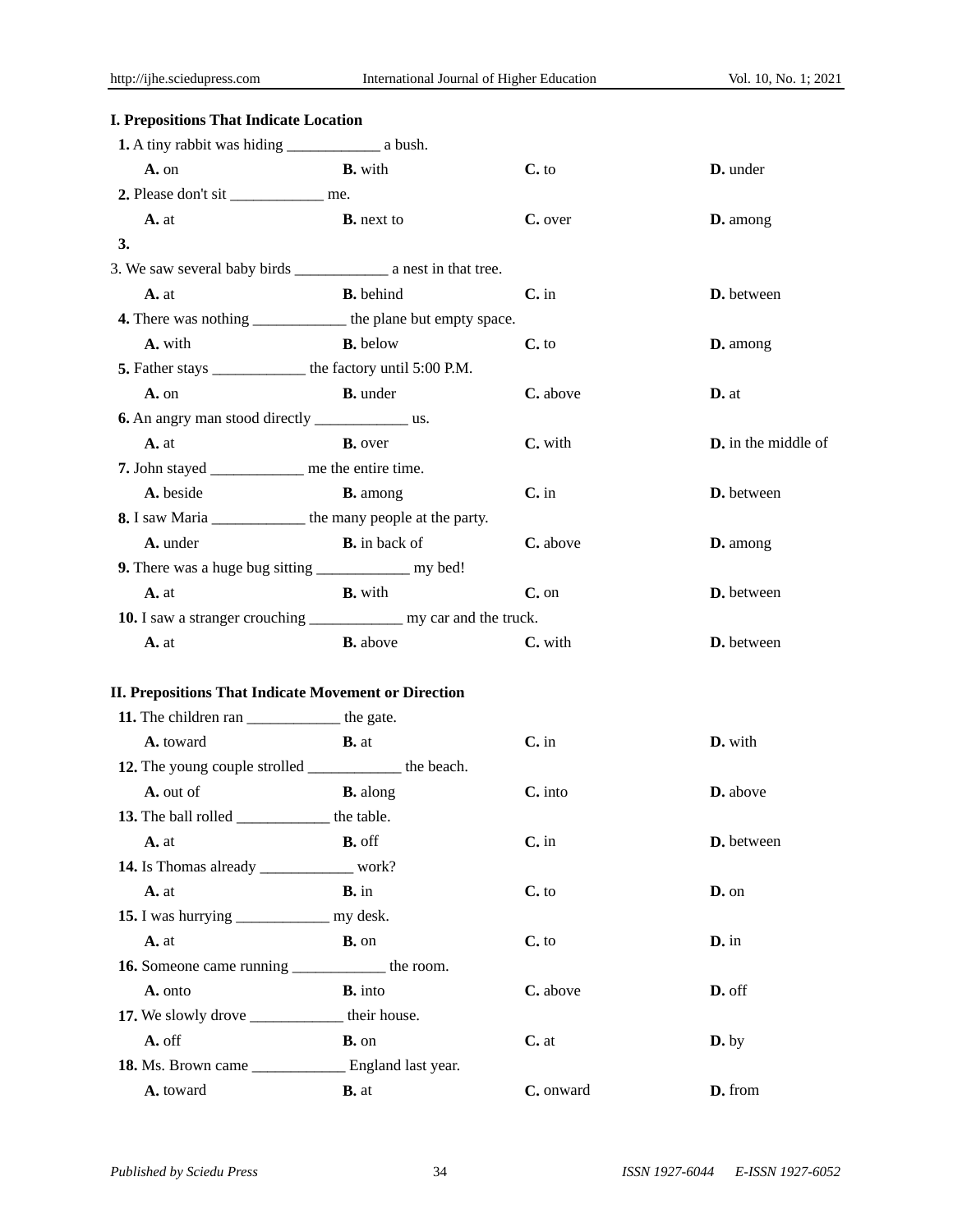**I. Prepositions That Indicate Location**

**1.** A tiny rabbit was hiding ____________ a bush.

| **A.** on | **B.** with | **C.** to | **D.** under |
|---|---|---|---|

**2.** Please don't sit ____________ me.

| **A.** at | **B.** next to | **C.** over | **D.** among |
|---|---|---|---|

**3.**

3. We saw several baby birds ____________ a nest in that tree.

| **A.** at | **B.** behind | **C.** in | **D.** between |
|---|---|---|---|

**4.** There was nothing ____________ the plane but empty space.

| **A.** with | **B.** below | **C.** to | **D.** among |
|---|---|---|---|

**5.** Father stays ____________ the factory until 5:00 P.M.

| **A.** on | **B.** under | **C.** above | **D.** at |
|---|---|---|---|

**6.** An angry man stood directly ____________ us.

| **A.** at | **B.** over | **C.** with | **D.** in the middle of |
|---|---|---|---|

**7.** John stayed ____________ me the entire time.

| **A.** beside | **B.** among | **C.** in | **D.** between |
|---|---|---|---|

**8.** I saw Maria ____________ the many people at the party.

| **A.** under | **B.** in back of | **C.** above | **D.** among |
|---|---|---|---|

**9.** There was a huge bug sitting ____________ my bed!

| **A.** at | **B.** with | **C.** on | **D.** between |
|---|---|---|---|

**10.** I saw a stranger crouching ____________ my car and the truck.

| **A.** at | **B.** above | **C.** with | **D.** between |
|---|---|---|---|

**II. Prepositions That Indicate Movement or Direction**

**11.** The children ran ____________ the gate.

| **A.** toward | **B.** at | **C.** in | **D.** with |
|---|---|---|---|

**12.** The young couple strolled ____________ the beach.

| **A.** out of | **B.** along | **C.** into | **D.** above |
|---|---|---|---|

**13.** The ball rolled ____________ the table.

| **A.** at | **B.** off | **C.** in | **D.** between |
|---|---|---|---|

**14.** Is Thomas already ____________ work?

| **A.** at | **B.** in | **C.** to | **D.** on |
|---|---|---|---|

**15.** I was hurrying ____________ my desk.

| **A.** at | **B.** on | **C.** to | **D.** in |
|---|---|---|---|

**16.** Someone came running ____________ the room.

| **A.** onto | **B.** into | **C.** above | **D.** off |
|---|---|---|---|

**17.** We slowly drove ____________ their house.

| **A.** off | **B.** on | **C.** at | **D.** by |
|---|---|---|---|

**18.** Ms. Brown came ____________ England last year.

| **A.** toward | **B.** at | **C.** onward | **D.** from |
|---|---|---|---|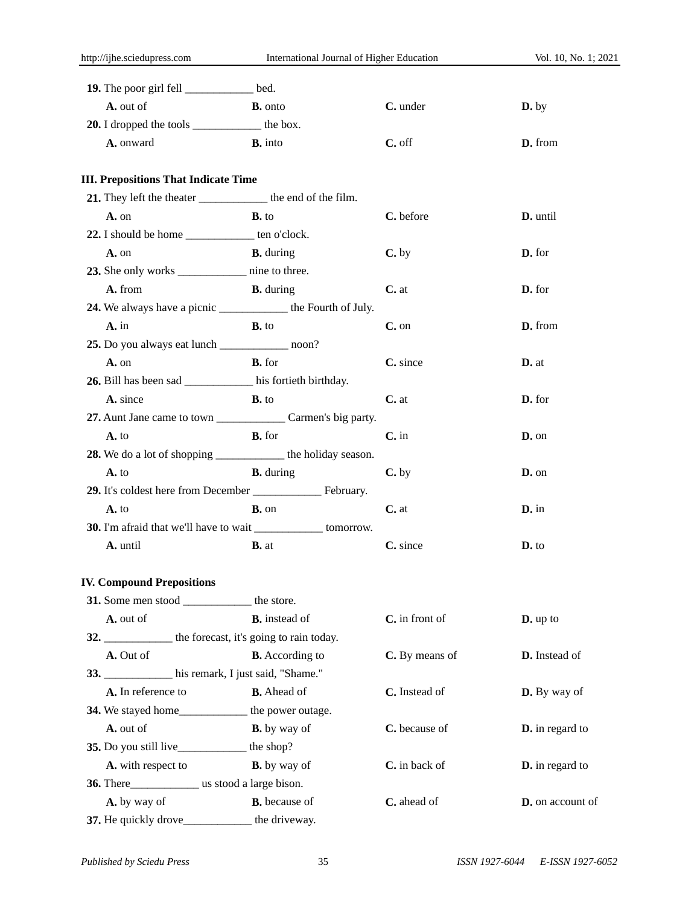**19.** The poor girl fell ____________ bed.

**A.** out of **B.** onto **C.** under **D.** by

**20.** I dropped the tools ____________ the box.

**A.** onward **B.** into **C.** off **D.** from

**III. Prepositions That Indicate Time**

**21.** They left the theater ____________ the end of the film.

**A.** on **B.** to **C.** before **D.** until

**22.** I should be home ____________ ten o'clock.

**A.** on **B.** during **C.** by **D.** for

**23.** She only works ____________ nine to three.

**A.** from **B.** during **C.** at **D.** for

**24.** We always have a picnic ____________ the Fourth of July.

**A.** in **B.** to **C.** on **D.** from

**25.** Do you always eat lunch ____________ noon?

**A.** on **B.** for **C.** since **D.** at

**26.** Bill has been sad ____________ his fortieth birthday.

**A.** since **B.** to **C.** at **D.** for

**27.** Aunt Jane came to town ____________ Carmen's big party.

**A.** to **B.** for **C.** in **D.** on

**28.** We do a lot of shopping ____________ the holiday season.

**A.** to **B.** during **C.** by **D.** on

**29.** It's coldest here from December ____________ February.

**A.** to **B.** on **C.** at **D.** in

**30.** I'm afraid that we'll have to wait ____________ tomorrow.

**A.** until **B.** at **C.** since **D.** to

**IV. Compound Prepositions**

**31.** Some men stood ____________ the store.

**A.** out of **B.** instead of **C.** in front of **D.** up to

**32.** ____________ the forecast, it's going to rain today.

**A.** Out of **B.** According to **C.** By means of **D.** Instead of

**33.** ____________ his remark, I just said, "Shame."

**A.** In reference to **B.** Ahead of **C.** Instead of **D.** By way of

**34.** We stayed home____________ the power outage.

**A.** out of **B.** by way of **C.** because of **D.** in regard to

**35.** Do you still live____________ the shop?

**A.** with respect to **B.** by way of **C.** in back of **D.** in regard to

**36.** There____________ us stood a large bison.

**A.** by way of **B.** because of **C.** ahead of **D.** on account of

**37.** He quickly drove____________ the driveway.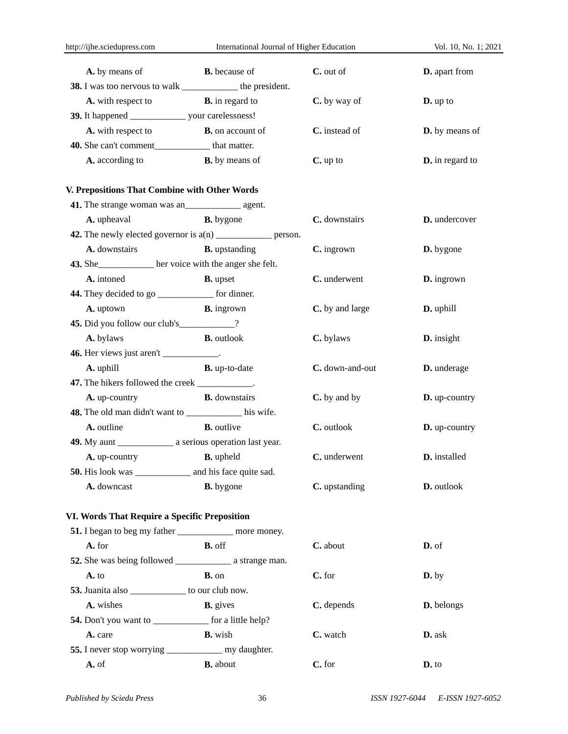**A.** by means of **B.** because of **C.** out of **D.** apart from

**38.** I was too nervous to walk ____________ the president.

**A.** with respect to **B.** in regard to **C.** by way of **D.** up to

**39.** It happened ____________ your carelessness!

**A.** with respect to **B.** on account of **C.** instead of **D.** by means of

**40.** She can't comment____________ that matter.

**A.** according to **B.** by means of **C.** up to **D.** in regard to

**V. Prepositions That Combine with Other Words**

**41.** The strange woman was an____________ agent.

**A.** upheaval **B.** bygone **C.** downstairs **D.** undercover

**42.** The newly elected governor is a(n) ____________ person.

**A.** downstairs **B.** upstanding **C.** ingrown **D.** bygone

**43.** She____________ her voice with the anger she felt.

**A.** intoned **B.** upset **C.** underwent **D.** ingrown

**44.** They decided to go ____________ for dinner.

**A.** uptown **B.** ingrown **C.** by and large **D.** uphill

**45.** Did you follow our club's____________?

**A.** bylaws **B.** outlook **C.** bylaws **D.** insight

**46.** Her views just aren't ____________.

**A.** uphill **B.** up-to-date **C.** down-and-out **D.** underage

**47.** The hikers followed the creek ____________.

**A.** up-country **B.** downstairs **C.** by and by **D.** up-country

**48.** The old man didn't want to ____________ his wife.

**A.** outline **B.** outlive **C.** outlook **D.** up-country

**49.** My aunt ____________ a serious operation last year.

**A.** up-country **B.** upheld **C.** underwent **D.** installed

**50.** His look was ____________ and his face quite sad.

**A.** downcast **B.** bygone **C.** upstanding **D.** outlook

**VI. Words That Require a Specific Preposition**

**51.** I began to beg my father ____________ more money.

**A.** for **B.** off **C.** about **D.** of

**52.** She was being followed ____________ a strange man.

**A.** to **B.** on **C.** for **D.** by

**53.** Juanita also ____________ to our club now.

**A.** wishes **B.** gives **C.** depends **D.** belongs

**54.** Don't you want to ____________ for a little help?

**A.** care **B.** wish **C.** watch **D.** ask

**55.** I never stop worrying ____________ my daughter.

**A.** of **B.** about **C.** for **D.** to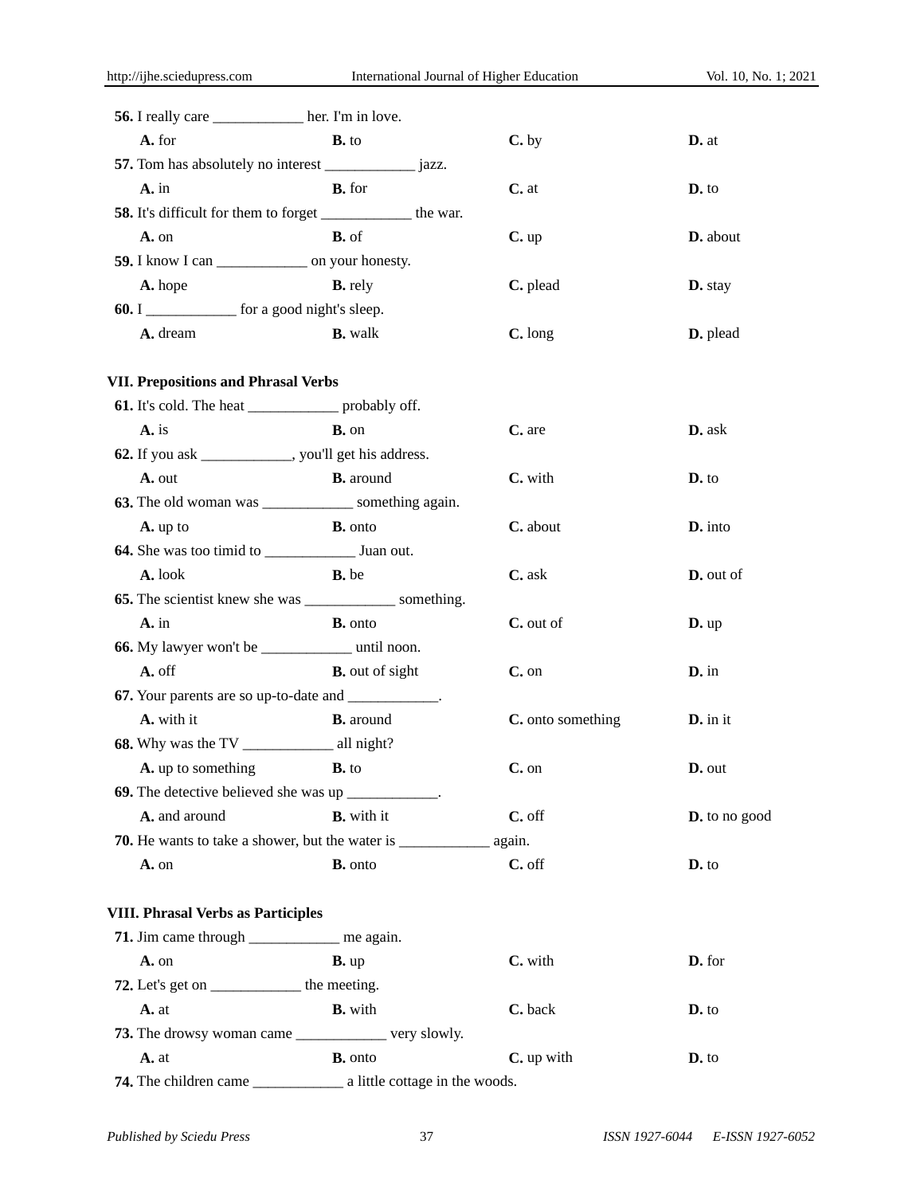**56.** I really care ____________ her. I'm in love.

| **A.** for | **B.** to | **C.** by | **D.** at |
|---|---|---|---|

**57.** Tom has absolutely no interest ____________ jazz.

| **A.** in | **B.** for | **C.** at | **D.** to |
|---|---|---|---|

**58.** It's difficult for them to forget ____________ the war.

| **A.** on | **B.** of | **C.** up | **D.** about |
|---|---|---|---|

**59.** I know I can ____________ on your honesty.

| **A.** hope | **B.** rely | **C.** plead | **D.** stay |
|---|---|---|---|

**60.** I ____________ for a good night's sleep.

| **A.** dream | **B.** walk | **C.** long | **D.** plead |
|---|---|---|---|

### VII. Prepositions and Phrasal Verbs

**61.** It's cold. The heat ____________ probably off.

| **A.** is | **B.** on | **C.** are | **D.** ask |
|---|---|---|---|

**62.** If you ask ____________, you'll get his address.

| **A.** out | **B.** around | **C.** with | **D.** to |
|---|---|---|---|

**63.** The old woman was ____________ something again.

| **A.** up to | **B.** onto | **C.** about | **D.** into |
|---|---|---|---|

**64.** She was too timid to ____________ Juan out.

| **A.** look | **B.** be | **C.** ask | **D.** out of |
|---|---|---|---|

**65.** The scientist knew she was ____________ something.

| **A.** in | **B.** onto | **C.** out of | **D.** up |
|---|---|---|---|

**66.** My lawyer won't be ____________ until noon.

| **A.** off | **B.** out of sight | **C.** on | **D.** in |
|---|---|---|---|

**67.** Your parents are so up-to-date and ____________.

| **A.** with it | **B.** around | **C.** onto something | **D.** in it |
|---|---|---|---|

**68.** Why was the TV ____________ all night?

| **A.** up to something | **B.** to | **C.** on | **D.** out |
|---|---|---|---|

**69.** The detective believed she was up ____________.

| **A.** and around | **B.** with it | **C.** off | **D.** to no good |
|---|---|---|---|

**70.** He wants to take a shower, but the water is ____________ again.

| **A.** on | **B.** onto | **C.** off | **D.** to |
|---|---|---|---|

### VIII. Phrasal Verbs as Participles

**71.** Jim came through ____________ me again.

| **A.** on | **B.** up | **C.** with | **D.** for |
|---|---|---|---|

**72.** Let's get on ____________ the meeting.

| **A.** at | **B.** with | **C.** back | **D.** to |
|---|---|---|---|

**73.** The drowsy woman came ____________ very slowly.

| **A.** at | **B.** onto | **C.** up with | **D.** to |
|---|---|---|---|

**74.** The children came ____________ a little cottage in the woods.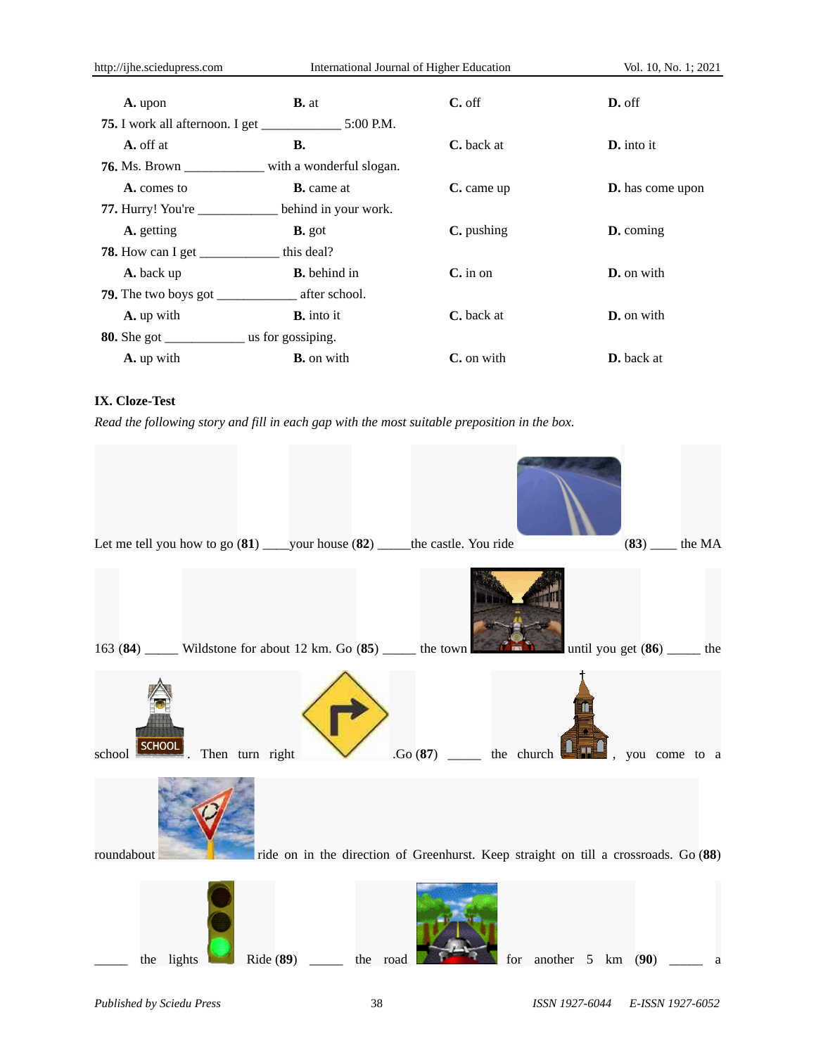| A. upon | B. at | C. off | D. off |
|---|---|---|---|

75. I work all afternoon. I get ____________ 5:00 P.M.

| A. off at | B. | C. back at | D. into it |
|---|---|---|---|

76. Ms. Brown ____________ with a wonderful slogan.

| A. comes to | B. came at | C. came up | D. has come upon |
|---|---|---|---|

77. Hurry! You're ____________ behind in your work.

| A. getting | B. got | C. pushing | D. coming |
|---|---|---|---|

78. How can I get ____________ this deal?

| A. back up | B. behind in | C. in on | D. on with |
|---|---|---|---|

79. The two boys got ____________ after school.

| A. up with | B. into it | C. back at | D. on with |
|---|---|---|---|

80. She got ____________ us for gossiping.

| A. up with | B. on with | C. on with | D. back at |
|---|---|---|---|

**IX. Cloze-Test**

*Read the following story and fill in each gap with the most suitable preposition in the box.*

Let me tell you how to go (**81**) ____your house (**82**) _____the castle. You ride (**83**) ____ the MA 163 (**84**) _____ Wildstone for about 12 km. Go (**85**) _____ the town until you get (**86**) _____ the school . Then turn right .Go (**87**) _____ the church , you come to a roundabout ride on in the direction of Greenhurst. Keep straight on till a crossroads. Go (**88**) _____ the lights Ride (**89**) _____ the road for another 5 km (**90**) _____ a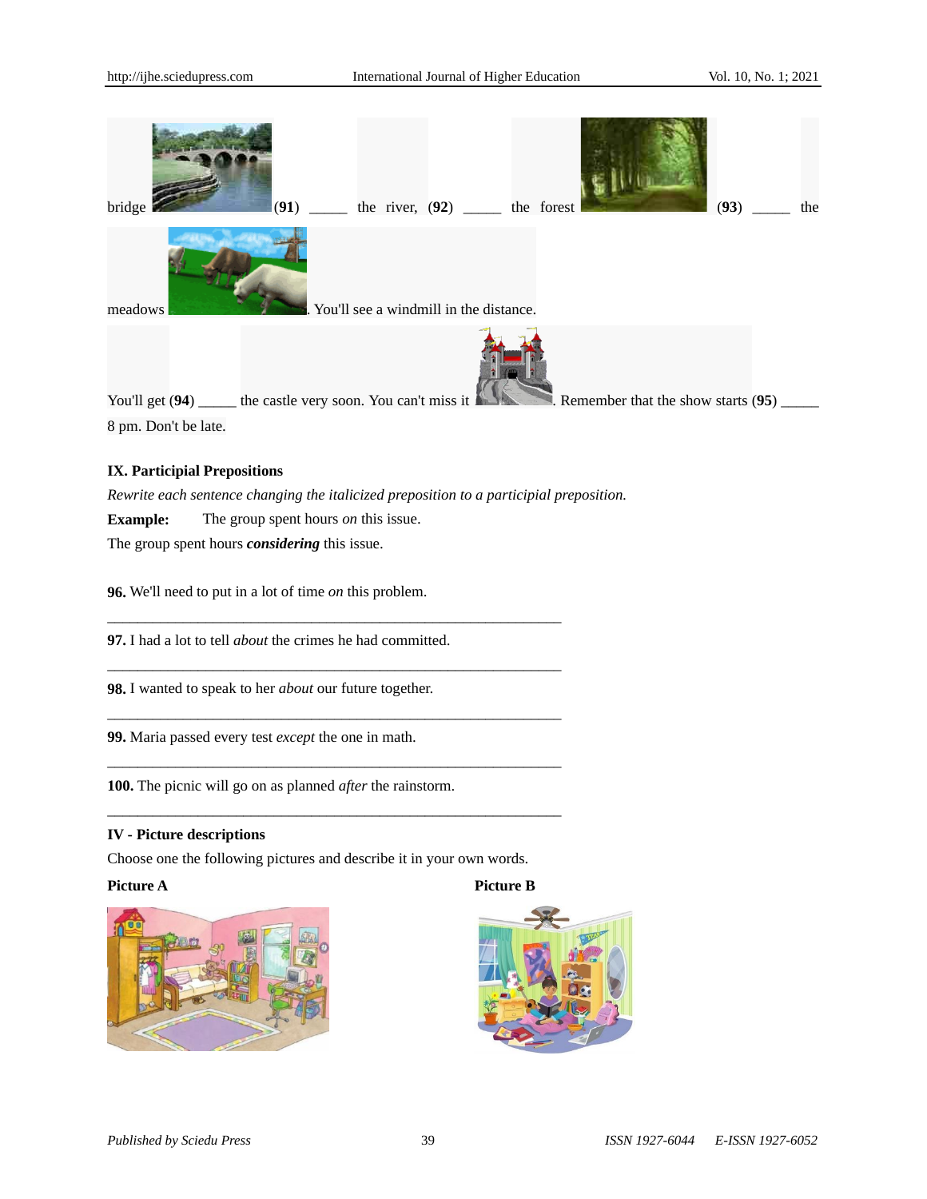bridge (**91**) _____ the river, (**92**) _____ the forest (**93**) _____ the meadows. You'll see a windmill in the distance.

You'll get (**94**) _____ the castle very soon. You can't miss it. Remember that the show starts (**95**) _____ 8 pm. Don't be late.

**IX. Participial Prepositions**

*Rewrite each sentence changing the italicized preposition to a participial preposition.*

**Example:** The group spent hours *on* this issue.

The group spent hours ***considering*** this issue.

**96.** We'll need to put in a lot of time *on* this problem.

___________________________________________________________

**97.** I had a lot to tell *about* the crimes he had committed.

___________________________________________________________

**98.** I wanted to speak to her *about* our future together.

___________________________________________________________

**99.** Maria passed every test *except* the one in math.

___________________________________________________________

**100.** The picnic will go on as planned *after* the rainstorm.

___________________________________________________________

**IV - Picture descriptions**

Choose one the following pictures and describe it in your own words.

**Picture A**

**Picture B**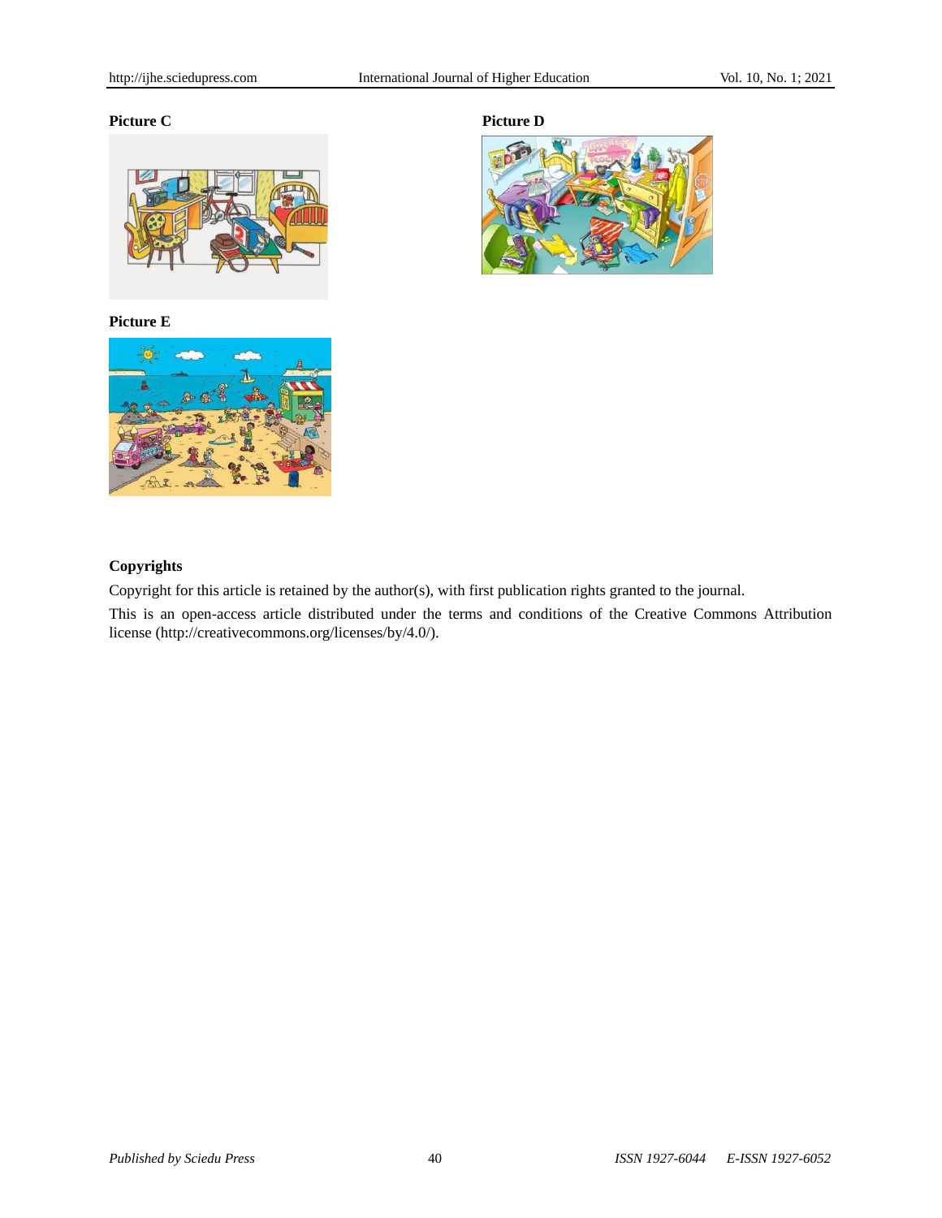**Picture C**

**Picture D**

**Picture E**

**Copyrights**

Copyright for this article is retained by the author(s), with first publication rights granted to the journal.

This is an open-access article distributed under the terms and conditions of the Creative Commons Attribution license (http://creativecommons.org/licenses/by/4.0/).